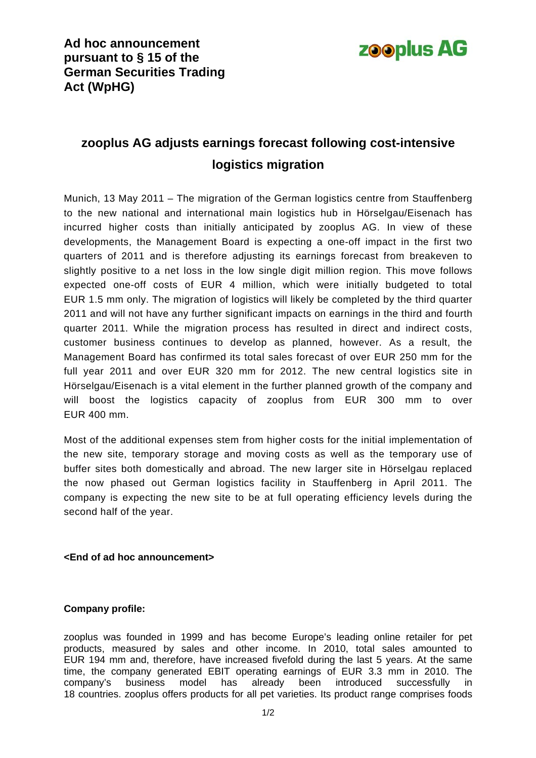**Ad hoc announcement pursuant to § 15 of the German Securities Trading Act (WpHG)**

**zooplus AG**

# zooplus AG adjusts earnings forecast following cost-intensive logistics migration

Munich, 13 May 2011 – The migration of the German logistics centre from Stauffenberg to the new national and international main logistics hub in Hörselgau/Eisenach has incurred higher costs than initially anticipated by zooplus AG. In view of these developments, the Management Board is expecting a one-off impact in the first two quarters of 2011 and is therefore adjusting its earnings forecast from breakeven to slightly positive to a net loss in the low single digit million region. This move follows expected one-off costs of EUR 4 million, which were initially budgeted to total EUR 1.5 mm only. The migration of logistics will likely be completed by the third quarter 2011 and will not have any further significant impacts on earnings in the third and fourth quarter 2011. While the migration process has resulted in direct and indirect costs, customer business continues to develop as planned, however. As a result, the Management Board has confirmed its total sales forecast of over EUR 250 mm for the full year 2011 and over EUR 320 mm for 2012. The new central logistics site in Hörselgau/Eisenach is a vital element in the further planned growth of the company and will boost the logistics capacity of zooplus from EUR 300 mm to over EUR 400 mm.

Most of the additional expenses stem from higher costs for the initial implementation of the new site, temporary storage and moving costs as well as the temporary use of buffer sites both domestically and abroad. The new larger site in Hörselgau replaced the now phased out German logistics facility in Stauffenberg in April 2011. The company is expecting the new site to be at full operating efficiency levels during the second half of the year.

**<End of ad hoc announcement>**

**Company profile:**

zooplus was founded in 1999 and has become Europe's leading online retailer for pet products, measured by sales and other income. In 2010, total sales amounted to EUR 194 mm and, therefore, have increased fivefold during the last 5 years. At the same time, the company generated EBIT operating earnings of EUR 3.3 mm in 2010. The company's business model has already been introduced successfully in 18 countries. zooplus offers products for all pet varieties. Its product range comprises foods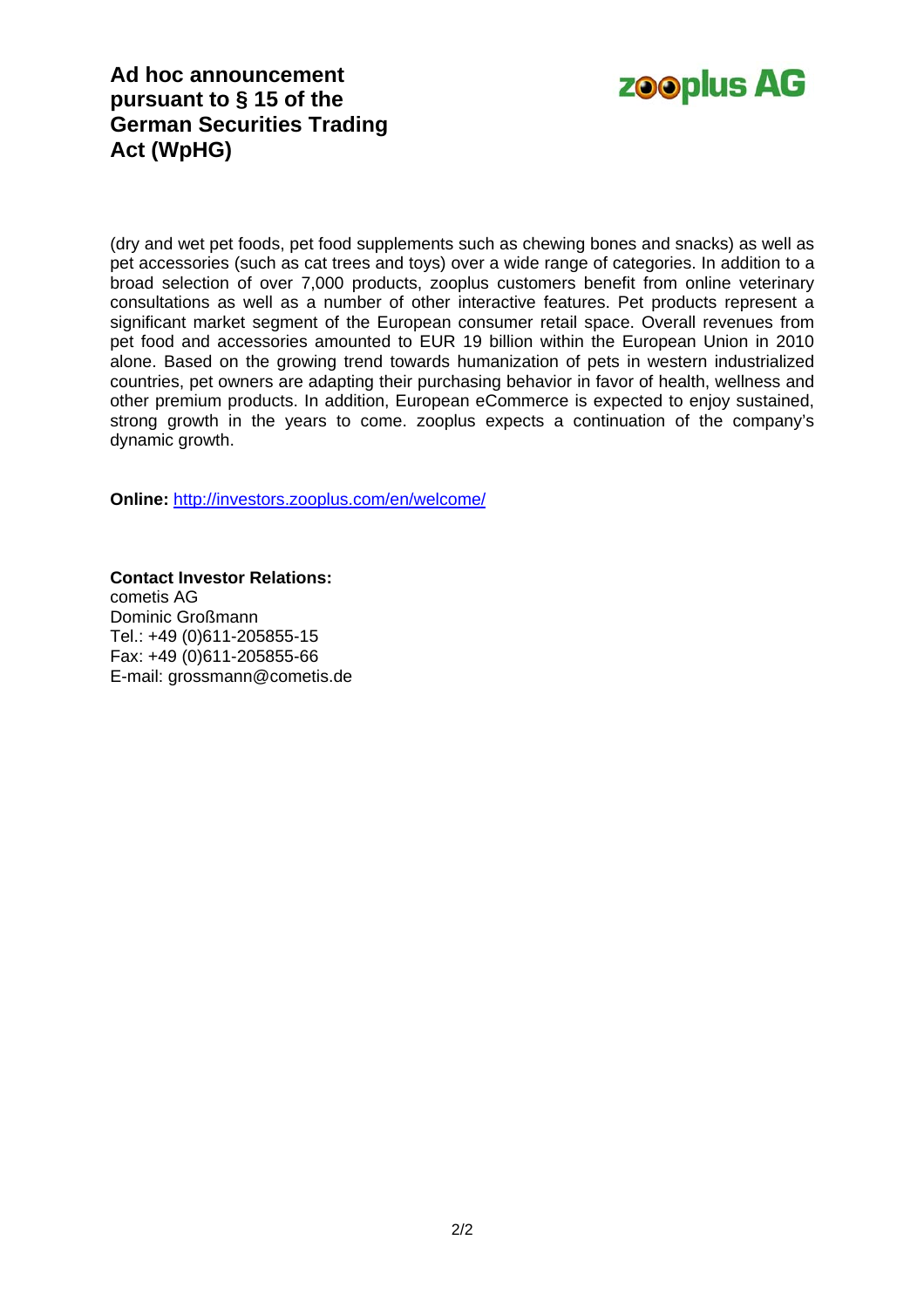(dry and wet pet foods, pet food supplements such as chewing bones and snacks) as well as pet accessories (such as cat trees and toys) over a wide range of categories. In addition to a broad selection of over 7,000 products, zooplus customers benefit from online veterinary consultations as well as a number of other interactive features. Pet products represent a significant market segment of the European consumer retail space. Overall revenues from pet food and accessories amounted to EUR 19 billion within the European Union in 2010 alone. Based on the growing trend towards humanization of pets in western industrialized countries, pet owners are adapting their purchasing behavior in favor of health, wellness and other premium products. In addition, European eCommerce is expected to enjoy sustained, strong growth in the years to come. zooplus expects a continuation of the company's dynamic growth.

**Online:** http://investors.zooplus.com/en/welcome/

**Contact Investor Relations:**
cometis AG
Dominic Großmann
Tel.: +49 (0)611-205855-15
Fax: +49 (0)611-205855-66
E-mail: grossmann@cometis.de